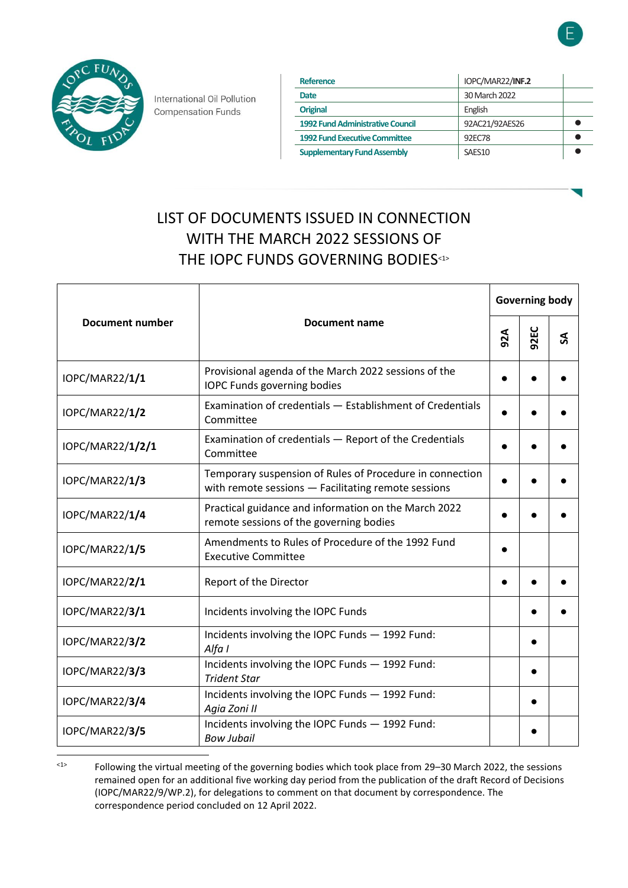International Oil Pollution Compensation Funds

| Reference | IOPC/MAR22/**INF.2** | |
|---|---|---|
| Date | 30 March 2022 | |
| Original | English | |
| 1992 Fund Administrative Council | 92AC21/92AES26 | ● |
| 1992 Fund Executive Committee | 92EC78 | ● |
| Supplementary Fund Assembly | SAES10 | ● |

# LIST OF DOCUMENTS ISSUED IN CONNECTION WITH THE MARCH 2022 SESSIONS OF THE IOPC FUNDS GOVERNING BODIES[<1>]

| Document number | Document name | Governing body | | |
|---|---|---|---|---|
| | | 92A | 92EC | SA |
| IOPC/MAR22/**1/1** | Provisional agenda of the March 2022 sessions of the IOPC Funds governing bodies | ● | ● | ● |
| IOPC/MAR22/**1/2** | Examination of credentials — Establishment of Credentials Committee | ● | ● | ● |
| IOPC/MAR22/**1/2/1** | Examination of credentials — Report of the Credentials Committee | ● | ● | ● |
| IOPC/MAR22/**1/3** | Temporary suspension of Rules of Procedure in connection with remote sessions — Facilitating remote sessions | ● | ● | ● |
| IOPC/MAR22/**1/4** | Practical guidance and information on the March 2022 remote sessions of the governing bodies | ● | ● | ● |
| IOPC/MAR22/**1/5** | Amendments to Rules of Procedure of the 1992 Fund Executive Committee | ● | | |
| IOPC/MAR22/**2/1** | Report of the Director | ● | ● | ● |
| IOPC/MAR22/**3/1** | Incidents involving the IOPC Funds | | ● | ● |
| IOPC/MAR22/**3/2** | Incidents involving the IOPC Funds — 1992 Fund: *Alfa I* | | ● | |
| IOPC/MAR22/**3/3** | Incidents involving the IOPC Funds — 1992 Fund: *Trident Star* | | ● | |
| IOPC/MAR22/**3/4** | Incidents involving the IOPC Funds — 1992 Fund: *Agia Zoni II* | | ● | |
| IOPC/MAR22/**3/5** | Incidents involving the IOPC Funds — 1992 Fund: *Bow Jubail* | | ● | |

[<1>] Following the virtual meeting of the governing bodies which took place from 29–30 March 2022, the sessions remained open for an additional five working day period from the publication of the draft Record of Decisions (IOPC/MAR22/9/WP.2), for delegations to comment on that document by correspondence. The correspondence period concluded on 12 April 2022.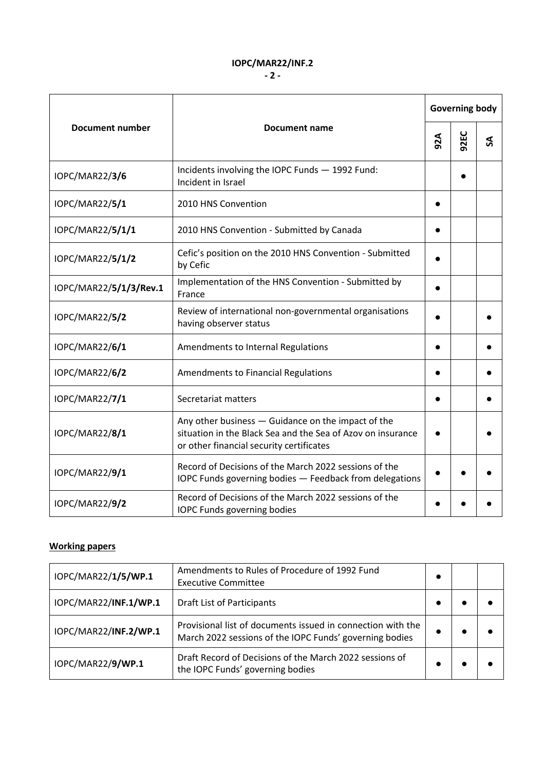| Document number | Document name | Governing body | | |
|---|---|---|---|---|
| | | 92A | 92EC | SA |
| IOPC/MAR22/**3/6** | Incidents involving the IOPC Funds — 1992 Fund: Incident in Israel | | ● | |
| IOPC/MAR22/**5/1** | 2010 HNS Convention | ● | | |
| IOPC/MAR22/**5/1/1** | 2010 HNS Convention - Submitted by Canada | ● | | |
| IOPC/MAR22/**5/1/2** | Cefic's position on the 2010 HNS Convention - Submitted by Cefic | ● | | |
| IOPC/MAR22/**5/1/3/Rev.1** | Implementation of the HNS Convention - Submitted by France | ● | | |
| IOPC/MAR22/**5/2** | Review of international non-governmental organisations having observer status | ● | | ● |
| IOPC/MAR22/**6/1** | Amendments to Internal Regulations | ● | | ● |
| IOPC/MAR22/**6/2** | Amendments to Financial Regulations | ● | | ● |
| IOPC/MAR22/**7/1** | Secretariat matters | ● | | ● |
| IOPC/MAR22/**8/1** | Any other business — Guidance on the impact of the situation in the Black Sea and the Sea of Azov on insurance or other financial security certificates | ● | | ● |
| IOPC/MAR22/**9/1** | Record of Decisions of the March 2022 sessions of the IOPC Funds governing bodies — Feedback from delegations | ● | ● | ● |
| IOPC/MAR22/**9/2** | Record of Decisions of the March 2022 sessions of the IOPC Funds governing bodies | ● | ● | ● |

**Working papers**

| | | | | |
|---|---|---|---|---|
| IOPC/MAR22/**1/5/WP.1** | Amendments to Rules of Procedure of 1992 Fund Executive Committee | ● | | |
| IOPC/MAR22/**INF.1/WP.1** | Draft List of Participants | ● | ● | ● |
| IOPC/MAR22/**INF.2/WP.1** | Provisional list of documents issued in connection with the March 2022 sessions of the IOPC Funds' governing bodies | ● | ● | ● |
| IOPC/MAR22/**9/WP.1** | Draft Record of Decisions of the March 2022 sessions of the IOPC Funds' governing bodies | ● | ● | ● |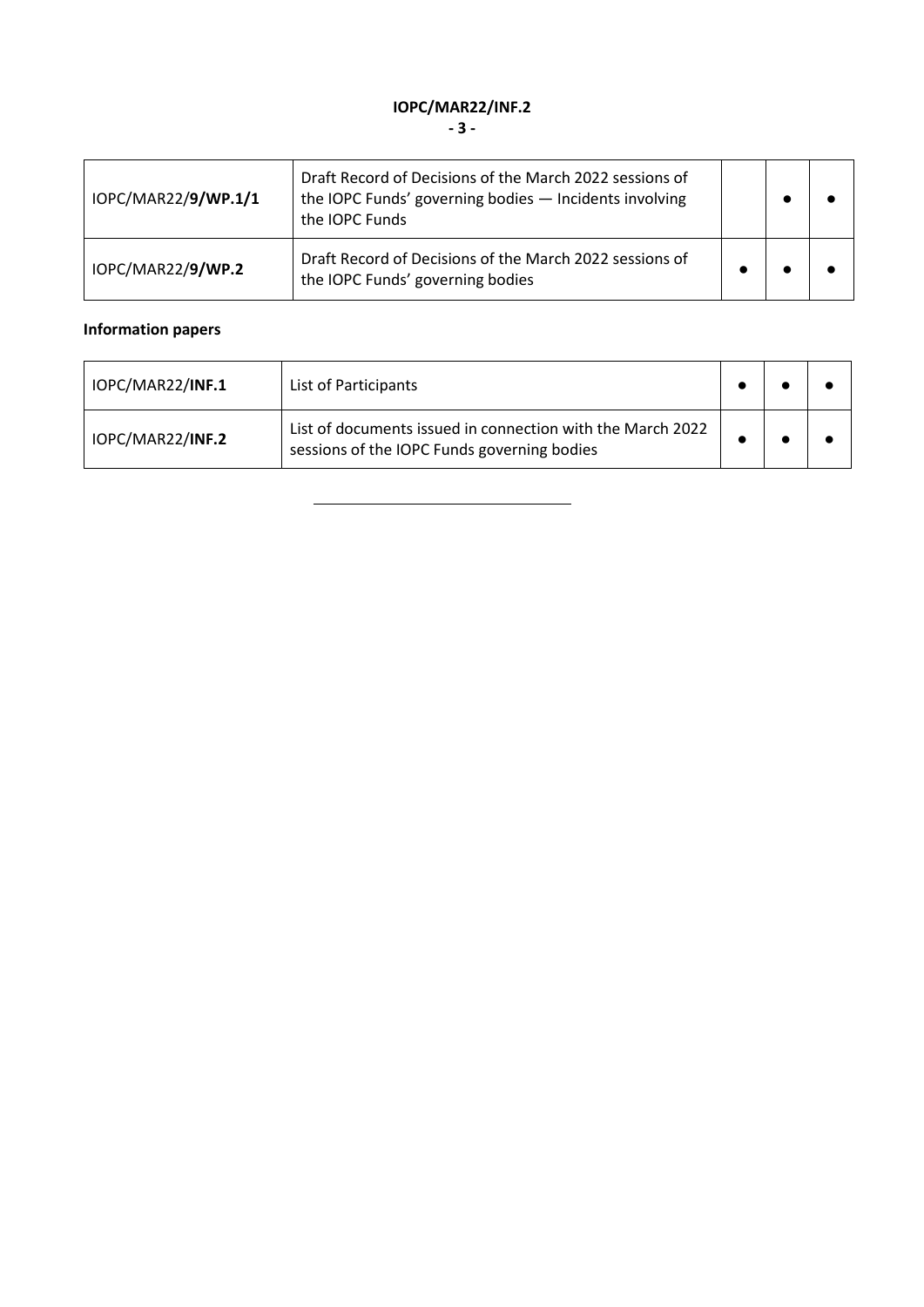| | | | | |
|---|---|---|---|---|
| IOPC/MAR22/**9/WP.1/1** | Draft Record of Decisions of the March 2022 sessions of the IOPC Funds' governing bodies — Incidents involving the IOPC Funds | | ● | ● |
| IOPC/MAR22/**9/WP.2** | Draft Record of Decisions of the March 2022 sessions of the IOPC Funds' governing bodies | ● | ● | ● |

**Information papers**

| | | | | |
|---|---|---|---|---|
| IOPC/MAR22/**INF.1** | List of Participants | ● | ● | ● |
| IOPC/MAR22/**INF.2** | List of documents issued in connection with the March 2022 sessions of the IOPC Funds governing bodies | ● | ● | ● |